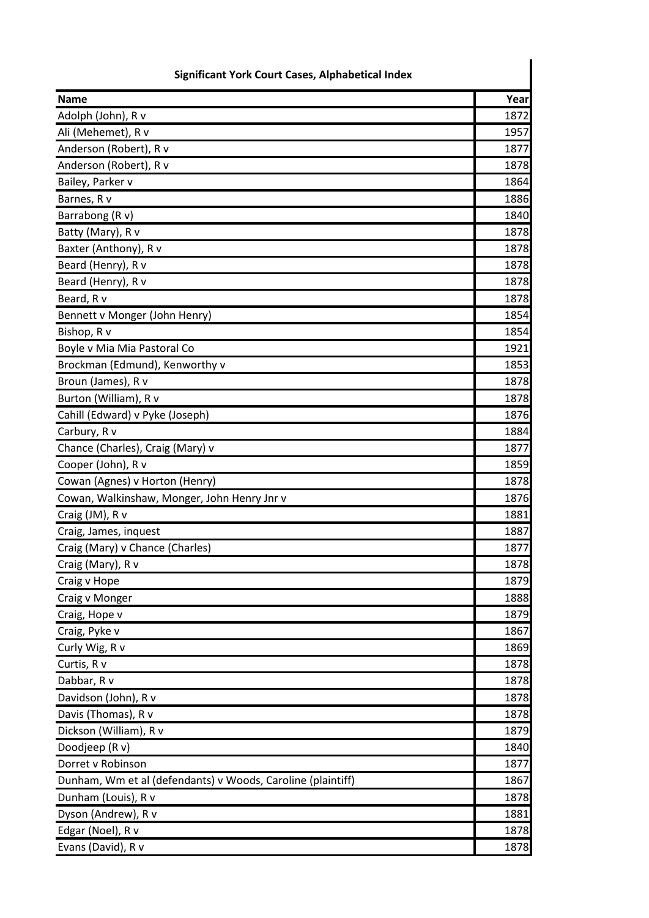**Significant York Court Cases, Alphabetical Index**

| Name | Year |
|---|---|
| Adolph (John), R v | 1872 |
| Ali (Mehemet), R v | 1957 |
| Anderson (Robert), R v | 1877 |
| Anderson (Robert), R v | 1878 |
| Bailey, Parker v | 1864 |
| Barnes, R v | 1886 |
| Barrabong (R v) | 1840 |
| Batty (Mary), R v | 1878 |
| Baxter (Anthony), R v | 1878 |
| Beard (Henry), R v | 1878 |
| Beard (Henry), R v | 1878 |
| Beard, R v | 1878 |
| Bennett v Monger (John Henry) | 1854 |
| Bishop, R v | 1854 |
| Boyle v Mia Mia Pastoral Co | 1921 |
| Brockman (Edmund), Kenworthy v | 1853 |
| Broun (James), R v | 1878 |
| Burton (William), R v | 1878 |
| Cahill (Edward) v Pyke (Joseph) | 1876 |
| Carbury, R v | 1884 |
| Chance (Charles), Craig (Mary) v | 1877 |
| Cooper (John), R v | 1859 |
| Cowan (Agnes) v Horton (Henry) | 1878 |
| Cowan, Walkinshaw, Monger, John Henry Jnr v | 1876 |
| Craig (JM), R v | 1881 |
| Craig, James, inquest | 1887 |
| Craig (Mary) v Chance (Charles) | 1877 |
| Craig (Mary), R v | 1878 |
| Craig v Hope | 1879 |
| Craig v Monger | 1888 |
| Craig, Hope v | 1879 |
| Craig, Pyke v | 1867 |
| Curly Wig, R v | 1869 |
| Curtis, R v | 1878 |
| Dabbar, R v | 1878 |
| Davidson (John), R v | 1878 |
| Davis (Thomas), R v | 1878 |
| Dickson (William), R v | 1879 |
| Doodjeep (R v) | 1840 |
| Dorret v Robinson | 1877 |
| Dunham, Wm et al (defendants) v Woods, Caroline (plaintiff) | 1867 |
| Dunham (Louis), R v | 1878 |
| Dyson (Andrew), R v | 1881 |
| Edgar (Noel), R v | 1878 |
| Evans (David), R v | 1878 |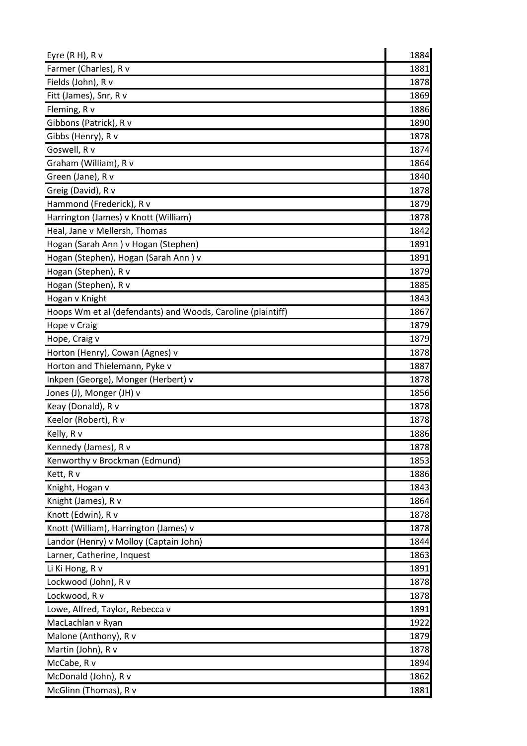| | |
|---|---|
| Eyre (R H), R v | 1884 |
| Farmer (Charles), R v | 1881 |
| Fields (John), R v | 1878 |
| Fitt (James), Snr, R v | 1869 |
| Fleming, R v | 1886 |
| Gibbons (Patrick), R v | 1890 |
| Gibbs (Henry), R v | 1878 |
| Goswell, R v | 1874 |
| Graham (William), R v | 1864 |
| Green (Jane), R v | 1840 |
| Greig (David), R v | 1878 |
| Hammond (Frederick), R v | 1879 |
| Harrington (James) v Knott (William) | 1878 |
| Heal, Jane v Mellersh, Thomas | 1842 |
| Hogan (Sarah Ann ) v Hogan (Stephen) | 1891 |
| Hogan (Stephen), Hogan (Sarah Ann ) v | 1891 |
| Hogan (Stephen), R v | 1879 |
| Hogan (Stephen), R v | 1885 |
| Hogan v Knight | 1843 |
| Hoops Wm et al (defendants) and Woods, Caroline (plaintiff) | 1867 |
| Hope v Craig | 1879 |
| Hope, Craig v | 1879 |
| Horton (Henry), Cowan (Agnes) v | 1878 |
| Horton and Thielemann, Pyke v | 1887 |
| Inkpen (George), Monger (Herbert) v | 1878 |
| Jones (J), Monger (JH) v | 1856 |
| Keay (Donald), R v | 1878 |
| Keelor (Robert), R v | 1878 |
| Kelly, R v | 1886 |
| Kennedy (James), R v | 1878 |
| Kenworthy v Brockman (Edmund) | 1853 |
| Kett, R v | 1886 |
| Knight, Hogan v | 1843 |
| Knight (James), R v | 1864 |
| Knott (Edwin), R v | 1878 |
| Knott (William), Harrington (James) v | 1878 |
| Landor (Henry) v Molloy (Captain John) | 1844 |
| Larner, Catherine, Inquest | 1863 |
| Li Ki Hong, R v | 1891 |
| Lockwood (John), R v | 1878 |
| Lockwood, R v | 1878 |
| Lowe, Alfred, Taylor, Rebecca v | 1891 |
| MacLachlan v Ryan | 1922 |
| Malone (Anthony), R v | 1879 |
| Martin (John), R v | 1878 |
| McCabe, R v | 1894 |
| McDonald (John), R v | 1862 |
| McGlinn (Thomas), R v | 1881 |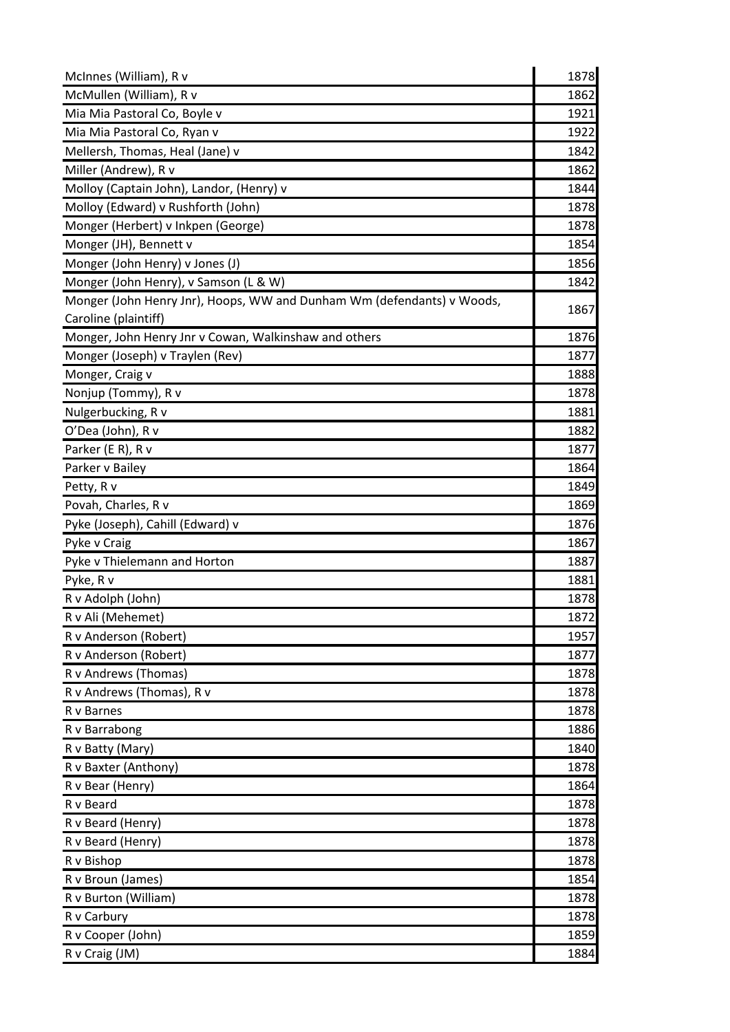| | |
|---|---|
| McInnes (William), R v | 1878 |
| McMullen (William), R v | 1862 |
| Mia Mia Pastoral Co, Boyle v | 1921 |
| Mia Mia Pastoral Co, Ryan v | 1922 |
| Mellersh, Thomas, Heal (Jane) v | 1842 |
| Miller (Andrew), R v | 1862 |
| Molloy (Captain John), Landor, (Henry) v | 1844 |
| Molloy (Edward) v Rushforth (John) | 1878 |
| Monger (Herbert) v Inkpen (George) | 1878 |
| Monger (JH), Bennett v | 1854 |
| Monger (John Henry) v Jones (J) | 1856 |
| Monger (John Henry), v Samson (L & W) | 1842 |
| Monger (John Henry Jnr), Hoops, WW and Dunham Wm (defendants) v Woods, Caroline (plaintiff) | 1867 |
| Monger, John Henry Jnr v Cowan, Walkinshaw and others | 1876 |
| Monger (Joseph) v Traylen (Rev) | 1877 |
| Monger, Craig v | 1888 |
| Nonjup (Tommy), R v | 1878 |
| Nulgerbucking, R v | 1881 |
| O'Dea (John), R v | 1882 |
| Parker (E R), R v | 1877 |
| Parker v Bailey | 1864 |
| Petty, R v | 1849 |
| Povah, Charles, R v | 1869 |
| Pyke (Joseph), Cahill (Edward) v | 1876 |
| Pyke v Craig | 1867 |
| Pyke v Thielemann and Horton | 1887 |
| Pyke, R v | 1881 |
| R v Adolph (John) | 1878 |
| R v Ali (Mehemet) | 1872 |
| R v Anderson (Robert) | 1957 |
| R v Anderson (Robert) | 1877 |
| R v Andrews (Thomas) | 1878 |
| R v Andrews (Thomas), R v | 1878 |
| R v Barnes | 1878 |
| R v Barrabong | 1886 |
| R v Batty (Mary) | 1840 |
| R v Baxter (Anthony) | 1878 |
| R v Bear (Henry) | 1864 |
| R v Beard | 1878 |
| R v Beard (Henry) | 1878 |
| R v Beard (Henry) | 1878 |
| R v Bishop | 1878 |
| R v Broun (James) | 1854 |
| R v Burton (William) | 1878 |
| R v Carbury | 1878 |
| R v Cooper (John) | 1859 |
| R v Craig (JM) | 1884 |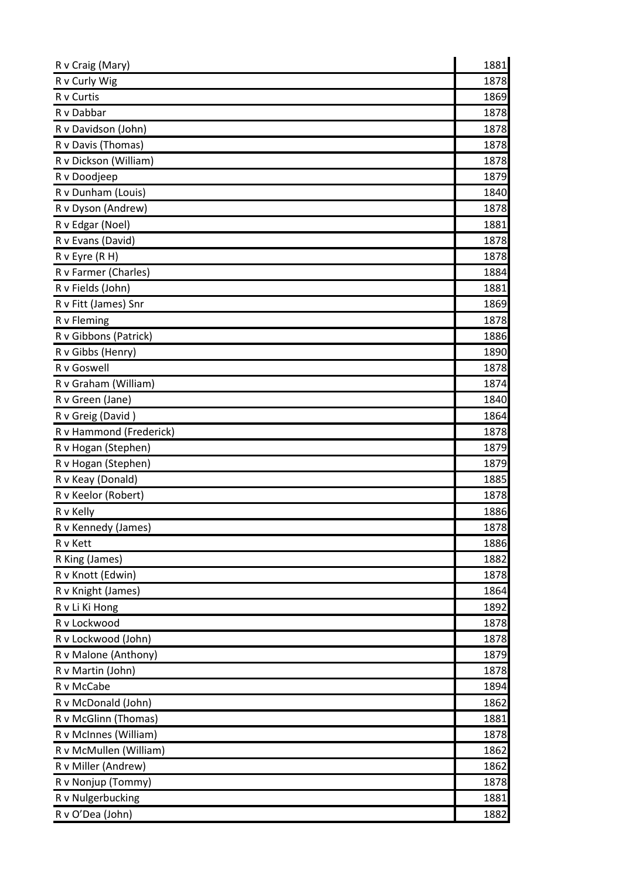| R v Craig (Mary) | 1881 |
|---|---|
| R v Curly Wig | 1878 |
| R v Curtis | 1869 |
| R v Dabbar | 1878 |
| R v Davidson (John) | 1878 |
| R v Davis (Thomas) | 1878 |
| R v Dickson (William) | 1878 |
| R v Doodjeep | 1879 |
| R v Dunham (Louis) | 1840 |
| R v Dyson (Andrew) | 1878 |
| R v Edgar (Noel) | 1881 |
| R v Evans (David) | 1878 |
| R v Eyre (R H) | 1878 |
| R v Farmer (Charles) | 1884 |
| R v Fields (John) | 1881 |
| R v Fitt (James) Snr | 1869 |
| R v Fleming | 1878 |
| R v Gibbons (Patrick) | 1886 |
| R v Gibbs (Henry) | 1890 |
| R v Goswell | 1878 |
| R v Graham (William) | 1874 |
| R v Green (Jane) | 1840 |
| R v Greig (David ) | 1864 |
| R v Hammond (Frederick) | 1878 |
| R v Hogan (Stephen) | 1879 |
| R v Hogan (Stephen) | 1879 |
| R v Keay (Donald) | 1885 |
| R v Keelor (Robert) | 1878 |
| R v Kelly | 1886 |
| R v Kennedy (James) | 1878 |
| R v Kett | 1886 |
| R King (James) | 1882 |
| R v Knott (Edwin) | 1878 |
| R v Knight (James) | 1864 |
| R v Li Ki Hong | 1892 |
| R v Lockwood | 1878 |
| R v Lockwood (John) | 1878 |
| R v Malone (Anthony) | 1879 |
| R v Martin (John) | 1878 |
| R v McCabe | 1894 |
| R v McDonald (John) | 1862 |
| R v McGlinn (Thomas) | 1881 |
| R v McInnes (William) | 1878 |
| R v McMullen (William) | 1862 |
| R v Miller (Andrew) | 1862 |
| R v Nonjup (Tommy) | 1878 |
| R v Nulgerbucking | 1881 |
| R v O'Dea (John) | 1882 |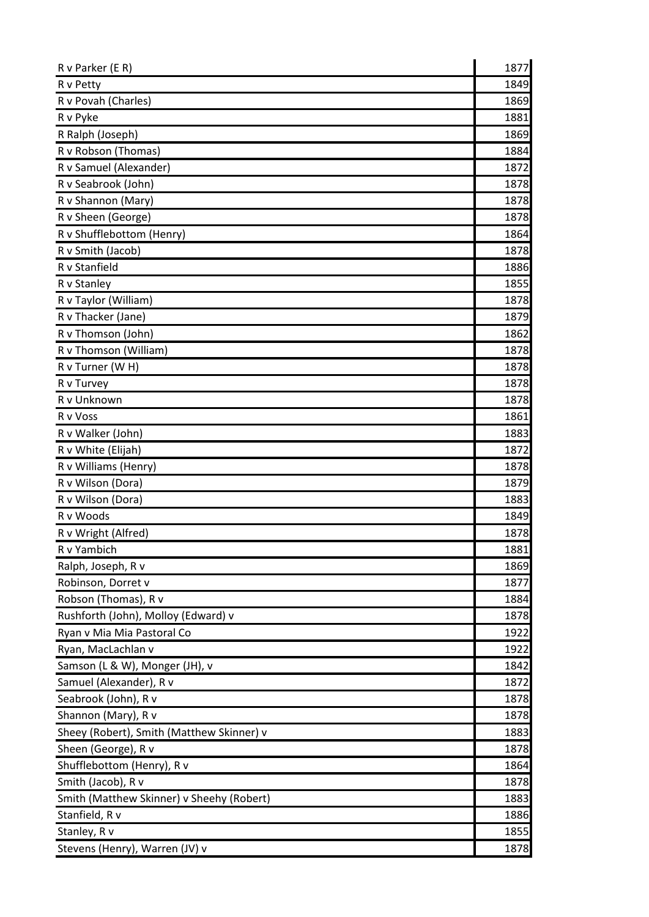| | |
|---|---|
| R v Parker (E R) | 1877 |
| R v Petty | 1849 |
| R v Povah (Charles) | 1869 |
| R v Pyke | 1881 |
| R Ralph (Joseph) | 1869 |
| R v Robson (Thomas) | 1884 |
| R v Samuel (Alexander) | 1872 |
| R v Seabrook (John) | 1878 |
| R v Shannon (Mary) | 1878 |
| R v Sheen (George) | 1878 |
| R v Shufflebottom (Henry) | 1864 |
| R v Smith (Jacob) | 1878 |
| R v Stanfield | 1886 |
| R v Stanley | 1855 |
| R v Taylor (William) | 1878 |
| R v Thacker (Jane) | 1879 |
| R v Thomson (John) | 1862 |
| R v Thomson (William) | 1878 |
| R v Turner (W H) | 1878 |
| R v Turvey | 1878 |
| R v Unknown | 1878 |
| R v Voss | 1861 |
| R v Walker (John) | 1883 |
| R v White (Elijah) | 1872 |
| R v Williams (Henry) | 1878 |
| R v Wilson (Dora) | 1879 |
| R v Wilson (Dora) | 1883 |
| R v Woods | 1849 |
| R v Wright (Alfred) | 1878 |
| R v Yambich | 1881 |
| Ralph, Joseph, R v | 1869 |
| Robinson, Dorret v | 1877 |
| Robson (Thomas), R v | 1884 |
| Rushforth (John), Molloy (Edward) v | 1878 |
| Ryan v Mia Mia Pastoral Co | 1922 |
| Ryan, MacLachlan v | 1922 |
| Samson (L & W), Monger (JH), v | 1842 |
| Samuel (Alexander), R v | 1872 |
| Seabrook (John), R v | 1878 |
| Shannon (Mary), R v | 1878 |
| Sheey (Robert), Smith (Matthew Skinner) v | 1883 |
| Sheen (George), R v | 1878 |
| Shufflebottom (Henry), R v | 1864 |
| Smith (Jacob), R v | 1878 |
| Smith (Matthew Skinner) v Sheehy (Robert) | 1883 |
| Stanfield, R v | 1886 |
| Stanley, R v | 1855 |
| Stevens (Henry), Warren (JV) v | 1878 |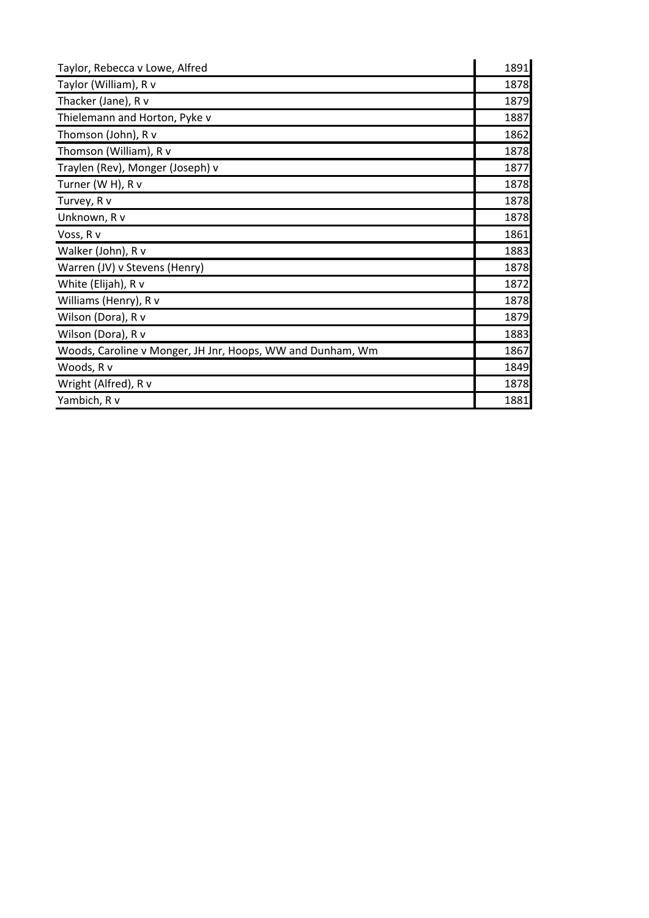| | |
|---|---|
| Taylor, Rebecca v Lowe, Alfred | 1891 |
| Taylor (William), R v | 1878 |
| Thacker (Jane), R v | 1879 |
| Thielemann and Horton, Pyke v | 1887 |
| Thomson (John), R v | 1862 |
| Thomson (William), R v | 1878 |
| Traylen (Rev), Monger (Joseph) v | 1877 |
| Turner (W H), R v | 1878 |
| Turvey, R v | 1878 |
| Unknown, R v | 1878 |
| Voss, R v | 1861 |
| Walker (John), R v | 1883 |
| Warren (JV) v Stevens (Henry) | 1878 |
| White (Elijah), R v | 1872 |
| Williams (Henry), R v | 1878 |
| Wilson (Dora), R v | 1879 |
| Wilson (Dora), R v | 1883 |
| Woods, Caroline v Monger, JH Jnr, Hoops, WW and Dunham, Wm | 1867 |
| Woods, R v | 1849 |
| Wright (Alfred), R v | 1878 |
| Yambich, R v | 1881 |